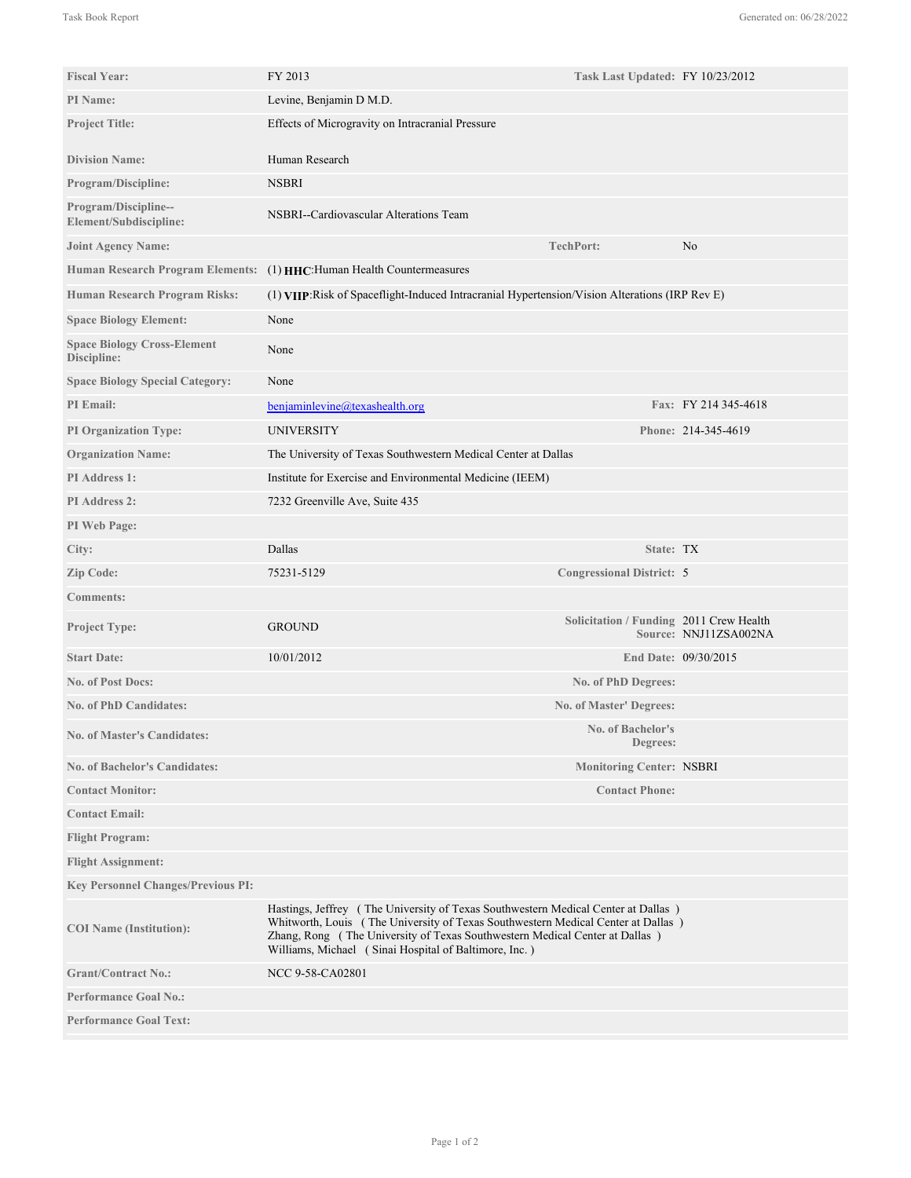| | | | |
|---|---|---|---|
| **Fiscal Year:** | FY 2013 | **Task Last Updated:** | FY 10/23/2012 |
| **PI Name:** | Levine, Benjamin D M.D. | | |
| **Project Title:** | Effects of Microgravity on Intracranial Pressure | | |
| **Division Name:** | Human Research | | |
| **Program/Discipline:** | NSBRI | | |
| **Program/Discipline--Element/Subdiscipline:** | NSBRI--Cardiovascular Alterations Team | | |
| **Joint Agency Name:** | | **TechPort:** | No |
| **Human Research Program Elements:** | (1) **HHC**:Human Health Countermeasures | | |
| **Human Research Program Risks:** | (1) **VIIP**:Risk of Spaceflight-Induced Intracranial Hypertension/Vision Alterations (IRP Rev E) | | |
| **Space Biology Element:** | None | | |
| **Space Biology Cross-Element Discipline:** | None | | |
| **Space Biology Special Category:** | None | | |
| **PI Email:** | benjaminlevine@texashealth.org | **Fax:** | FY 214 345-4618 |
| **PI Organization Type:** | UNIVERSITY | **Phone:** | 214-345-4619 |
| **Organization Name:** | The University of Texas Southwestern Medical Center at Dallas | | |
| **PI Address 1:** | Institute for Exercise and Environmental Medicine (IEEM) | | |
| **PI Address 2:** | 7232 Greenville Ave, Suite 435 | | |
| **PI Web Page:** | | | |
| **City:** | Dallas | **State:** | TX |
| **Zip Code:** | 75231-5129 | **Congressional District:** | 5 |
| **Comments:** | | | |
| **Project Type:** | GROUND | **Solicitation / Funding Source:** | 2011 Crew Health NNJ11ZSA002NA |
| **Start Date:** | 10/01/2012 | **End Date:** | 09/30/2015 |
| **No. of Post Docs:** | | **No. of PhD Degrees:** | |
| **No. of PhD Candidates:** | | **No. of Master' Degrees:** | |
| **No. of Master's Candidates:** | | **No. of Bachelor's Degrees:** | |
| **No. of Bachelor's Candidates:** | | **Monitoring Center:** | NSBRI |
| **Contact Monitor:** | | **Contact Phone:** | |
| **Contact Email:** | | | |
| **Flight Program:** | | | |
| **Flight Assignment:** | | | |
| **Key Personnel Changes/Previous PI:** | | | |
| **COI Name (Institution):** | Hastings, Jeffrey ( The University of Texas Southwestern Medical Center at Dallas )<br>Whitworth, Louis ( The University of Texas Southwestern Medical Center at Dallas )<br>Zhang, Rong ( The University of Texas Southwestern Medical Center at Dallas )<br>Williams, Michael ( Sinai Hospital of Baltimore, Inc. ) | | |
| **Grant/Contract No.:** | NCC 9-58-CA02801 | | |
| **Performance Goal No.:** | | | |
| **Performance Goal Text:** | | | |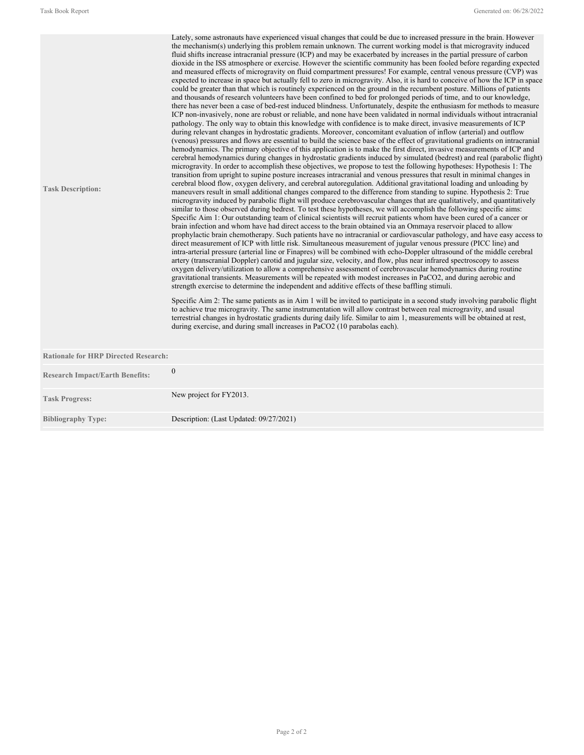| | |
|---|---|
| **Task Description:** | Lately, some astronauts have experienced visual changes that could be due to increased pressure in the brain. However the mechanism(s) underlying this problem remain unknown. The current working model is that microgravity induced fluid shifts increase intracranial pressure (ICP) and may be exacerbated by increases in the partial pressure of carbon dioxide in the ISS atmosphere or exercise. However the scientific community has been fooled before regarding expected and measured effects of microgravity on fluid compartment pressures! For example, central venous pressure (CVP) was expected to increase in space but actually fell to zero in microgravity. Also, it is hard to conceive of how the ICP in space could be greater than that which is routinely experienced on the ground in the recumbent posture. Millions of patients and thousands of research volunteers have been confined to bed for prolonged periods of time, and to our knowledge, there has never been a case of bed-rest induced blindness. Unfortunately, despite the enthusiasm for methods to measure ICP non-invasively, none are robust or reliable, and none have been validated in normal individuals without intracranial pathology. The only way to obtain this knowledge with confidence is to make direct, invasive measurements of ICP during relevant changes in hydrostatic gradients. Moreover, concomitant evaluation of inflow (arterial) and outflow (venous) pressures and flows are essential to build the science base of the effect of gravitational gradients on intracranial hemodynamics. The primary objective of this application is to make the first direct, invasive measurements of ICP and cerebral hemodynamics during changes in hydrostatic gradients induced by simulated (bedrest) and real (parabolic flight) microgravity. In order to accomplish these objectives, we propose to test the following hypotheses: Hypothesis 1: The transition from upright to supine posture increases intracranial and venous pressures that result in minimal changes in cerebral blood flow, oxygen delivery, and cerebral autoregulation. Additional gravitational loading and unloading by maneuvers result in small additional changes compared to the difference from standing to supine. Hypothesis 2: True microgravity induced by parabolic flight will produce cerebrovascular changes that are qualitatively, and quantitatively similar to those observed during bedrest. To test these hypotheses, we will accomplish the following specific aims: Specific Aim 1: Our outstanding team of clinical scientists will recruit patients whom have been cured of a cancer or brain infection and whom have had direct access to the brain obtained via an Ommaya reservoir placed to allow prophylactic brain chemotherapy. Such patients have no intracranial or cardiovascular pathology, and have easy access to direct measurement of ICP with little risk. Simultaneous measurement of jugular venous pressure (PICC line) and intra-arterial pressure (arterial line or Finapres) will be combined with echo-Doppler ultrasound of the middle cerebral artery (transcranial Doppler) carotid and jugular size, velocity, and flow, plus near infrared spectroscopy to assess oxygen delivery/utilization to allow a comprehensive assessment of cerebrovascular hemodynamics during routine gravitational transients. Measurements will be repeated with modest increases in $PaCO_2$, and during aerobic and strength exercise to determine the independent and additive effects of these baffling stimuli.<br><br>Specific Aim 2: The same patients as in Aim 1 will be invited to participate in a second study involving parabolic flight to achieve true microgravity. The same instrumentation will allow contrast between real microgravity, and usual terrestrial changes in hydrostatic gradients during daily life. Similar to aim 1, measurements will be obtained at rest, during exercise, and during small increases in $PaCO_2$ (10 parabolas each). |
| **Rationale for HRP Directed Research:** | |
| **Research Impact/Earth Benefits:** | 0 |
| **Task Progress:** | New project for FY2013. |
| **Bibliography Type:** | Description: (Last Updated: 09/27/2021) |